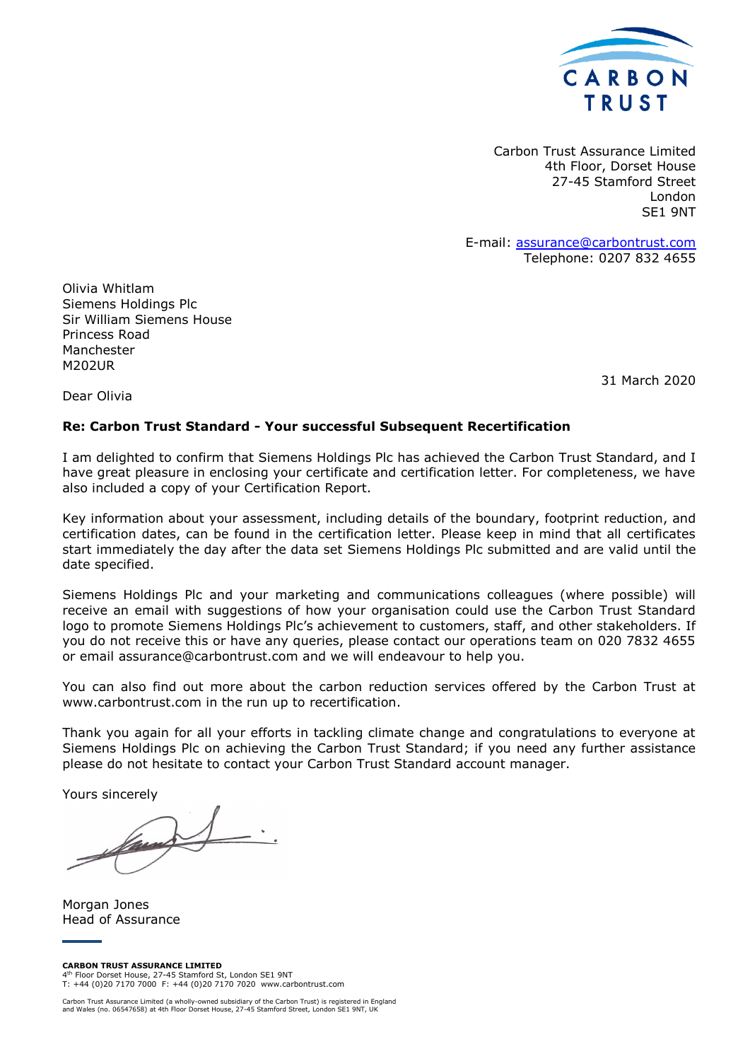CARBON TRUST

Carbon Trust Assurance Limited
4th Floor, Dorset House
27-45 Stamford Street
London
SE1 9NT

E-mail: assurance@carbontrust.com
Telephone: 0207 832 4655

Olivia Whitlam
Siemens Holdings Plc
Sir William Siemens House
Princess Road
Manchester
M202UR

31 March 2020

Dear Olivia

**Re: Carbon Trust Standard - Your successful Subsequent Recertification**

I am delighted to confirm that Siemens Holdings Plc has achieved the Carbon Trust Standard, and I have great pleasure in enclosing your certificate and certification letter. For completeness, we have also included a copy of your Certification Report.

Key information about your assessment, including details of the boundary, footprint reduction, and certification dates, can be found in the certification letter. Please keep in mind that all certificates start immediately the day after the data set Siemens Holdings Plc submitted and are valid until the date specified.

Siemens Holdings Plc and your marketing and communications colleagues (where possible) will receive an email with suggestions of how your organisation could use the Carbon Trust Standard logo to promote Siemens Holdings Plc's achievement to customers, staff, and other stakeholders. If you do not receive this or have any queries, please contact our operations team on 020 7832 4655 or email assurance@carbontrust.com and we will endeavour to help you.

You can also find out more about the carbon reduction services offered by the Carbon Trust at www.carbontrust.com in the run up to recertification.

Thank you again for all your efforts in tackling climate change and congratulations to everyone at Siemens Holdings Plc on achieving the Carbon Trust Standard; if you need any further assistance please do not hesitate to contact your Carbon Trust Standard account manager.

Yours sincerely

Morgan Jones
Head of Assurance

**CARBON TRUST ASSURANCE LIMITED**
4th Floor Dorset House, 27-45 Stamford St, London SE1 9NT
T: +44 (0)20 7170 7000 F: +44 (0)20 7170 7020 www.carbontrust.com

Carbon Trust Assurance Limited (a wholly-owned subsidiary of the Carbon Trust) is registered in England and Wales (no. 06547658) at 4th Floor Dorset House, 27-45 Stamford Street, London SE1 9NT, UK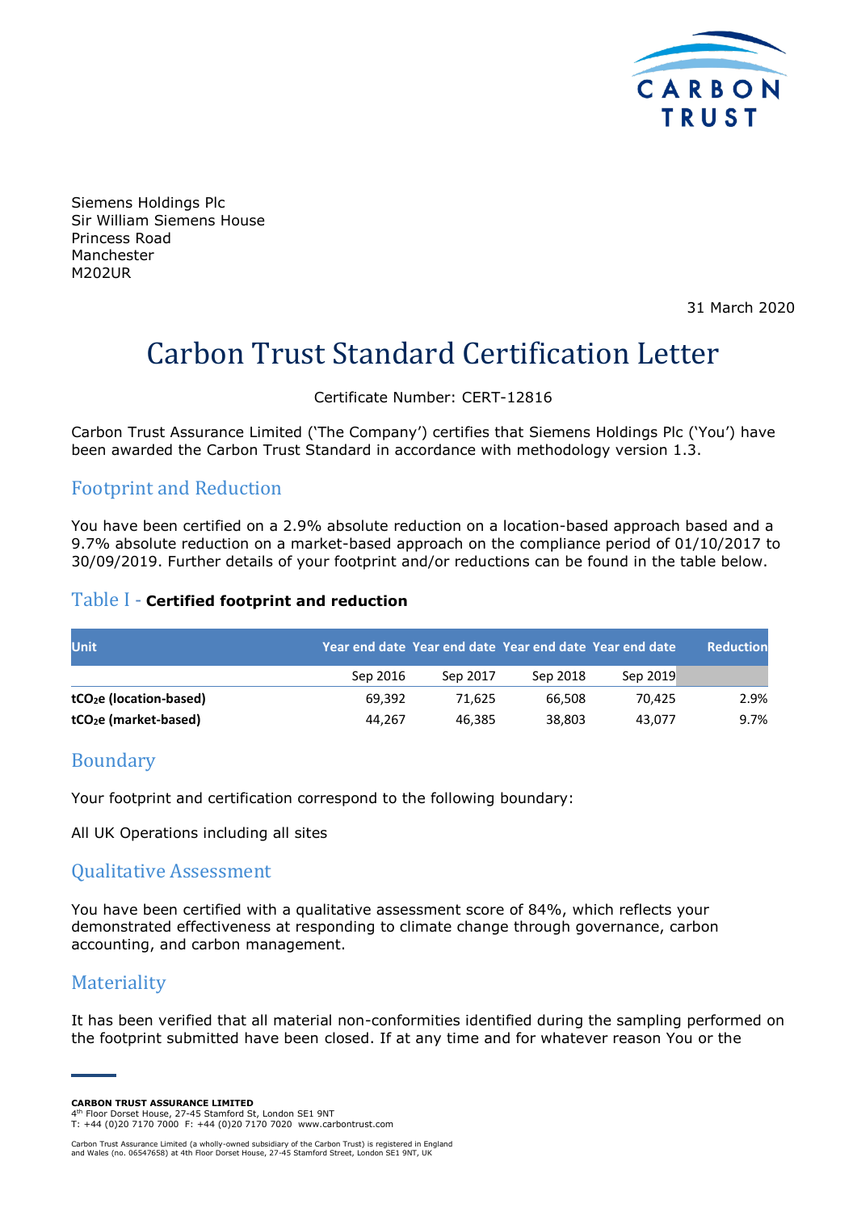Siemens Holdings Plc
Sir William Siemens House
Princess Road
Manchester
M202UR

31 March 2020

# Carbon Trust Standard Certification Letter

Certificate Number: CERT-12816

Carbon Trust Assurance Limited ('The Company') certifies that Siemens Holdings Plc ('You') have been awarded the Carbon Trust Standard in accordance with methodology version 1.3.

## Footprint and Reduction

You have been certified on a 2.9% absolute reduction on a location-based approach based and a 9.7% absolute reduction on a market-based approach on the compliance period of 01/10/2017 to 30/09/2019. Further details of your footprint and/or reductions can be found in the table below.

### Table I - **Certified footprint and reduction**

| Unit | Year end date | Year end date | Year end date | Year end date | Reduction |
|---|---|---|---|---|---|
| | Sep 2016 | Sep 2017 | Sep 2018 | Sep 2019 | |
| **$tCO_2e$ (location-based)** | 69,392 | 71,625 | 66,508 | 70,425 | 2.9% |
| **$tCO_2e$ (market-based)** | 44,267 | 46,385 | 38,803 | 43,077 | 9.7% |

## Boundary

Your footprint and certification correspond to the following boundary:

All UK Operations including all sites

## Qualitative Assessment

You have been certified with a qualitative assessment score of 84%, which reflects your demonstrated effectiveness at responding to climate change through governance, carbon accounting, and carbon management.

## Materiality

It has been verified that all material non-conformities identified during the sampling performed on the footprint submitted have been closed. If at any time and for whatever reason You or the

**CARBON TRUST ASSURANCE LIMITED**
4th Floor Dorset House, 27-45 Stamford St, London SE1 9NT
T: +44 (0)20 7170 7000 F: +44 (0)20 7170 7020 www.carbontrust.com

Carbon Trust Assurance Limited (a wholly-owned subsidiary of the Carbon Trust) is registered in England and Wales (no. 06547658) at 4th Floor Dorset House, 27-45 Stamford Street, London SE1 9NT, UK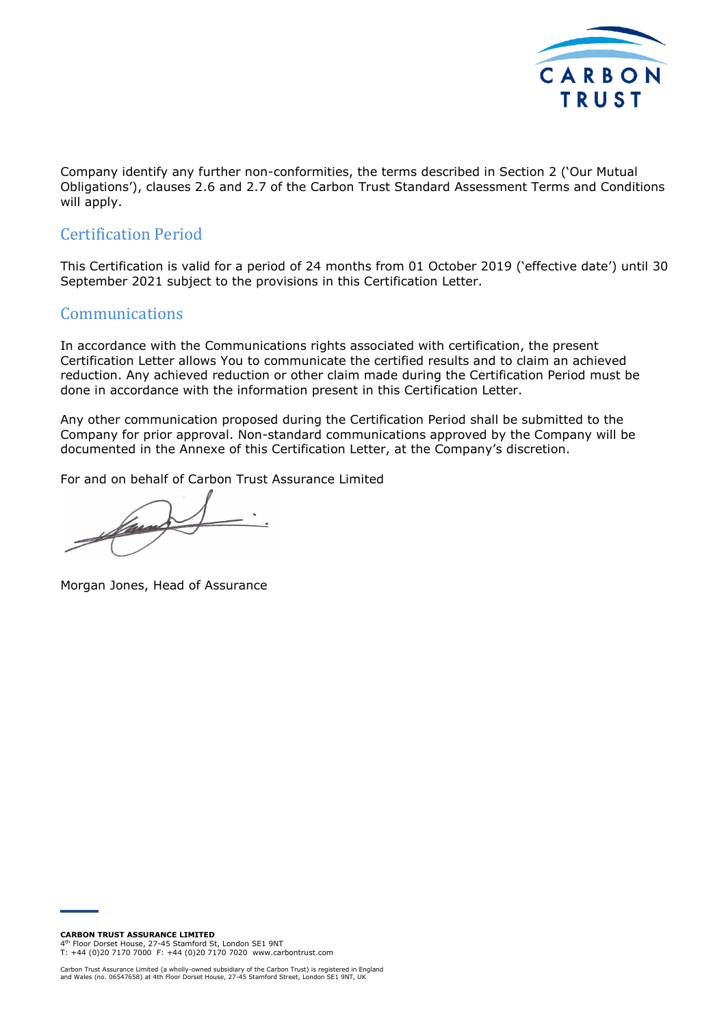Company identify any further non-conformities, the terms described in Section 2 ('Our Mutual Obligations'), clauses 2.6 and 2.7 of the Carbon Trust Standard Assessment Terms and Conditions will apply.

## Certification Period

This Certification is valid for a period of 24 months from 01 October 2019 ('effective date') until 30 September 2021 subject to the provisions in this Certification Letter.

## Communications

In accordance with the Communications rights associated with certification, the present Certification Letter allows You to communicate the certified results and to claim an achieved reduction. Any achieved reduction or other claim made during the Certification Period must be done in accordance with the information present in this Certification Letter.

Any other communication proposed during the Certification Period shall be submitted to the Company for prior approval. Non-standard communications approved by the Company will be documented in the Annexe of this Certification Letter, at the Company's discretion.

For and on behalf of Carbon Trust Assurance Limited

Morgan Jones, Head of Assurance

**CARBON TRUST ASSURANCE LIMITED**
4th Floor Dorset House, 27-45 Stamford St, London SE1 9NT
T: +44 (0)20 7170 7000 F: +44 (0)20 7170 7020 www.carbontrust.com

Carbon Trust Assurance Limited (a wholly-owned subsidiary of the Carbon Trust) is registered in England and Wales (no. 06547658) at 4th Floor Dorset House, 27-45 Stamford Street, London SE1 9NT, UK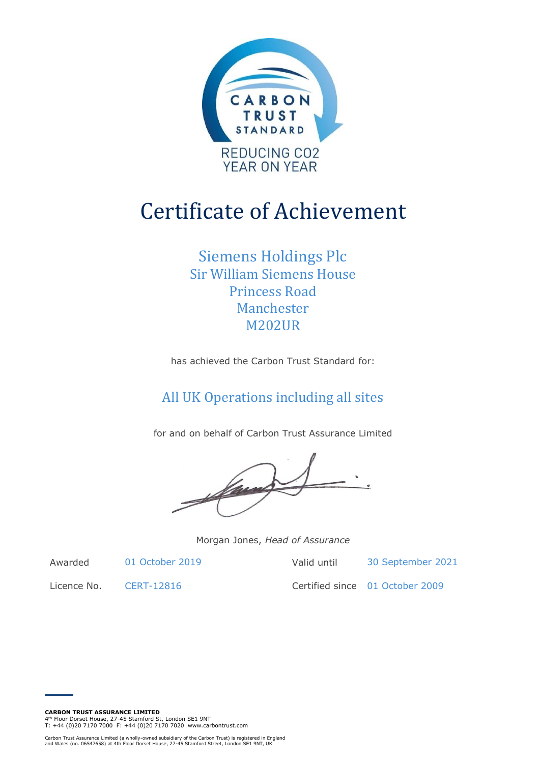CARBON
TRUST
STANDARD

REDUCING CO2
YEAR ON YEAR

# Certificate of Achievement

Siemens Holdings Plc
Sir William Siemens House
Princess Road
Manchester
M202UR

has achieved the Carbon Trust Standard for:

## All UK Operations including all sites

for and on behalf of Carbon Trust Assurance Limited

Morgan Jones, *Head of Assurance*

| | | | |
|---|---|---|---|
| Awarded | 01 October 2019 | Valid until | 30 September 2021 |
| Licence No. | CERT-12816 | Certified since | 01 October 2009 |

**CARBON TRUST ASSURANCE LIMITED**
4th Floor Dorset House, 27-45 Stamford St, London SE1 9NT
T: +44 (0)20 7170 7000 F: +44 (0)20 7170 7020 www.carbontrust.com

Carbon Trust Assurance Limited (a wholly-owned subsidiary of the Carbon Trust) is registered in England and Wales (no. 06547658) at 4th Floor Dorset House, 27-45 Stamford Street, London SE1 9NT, UK